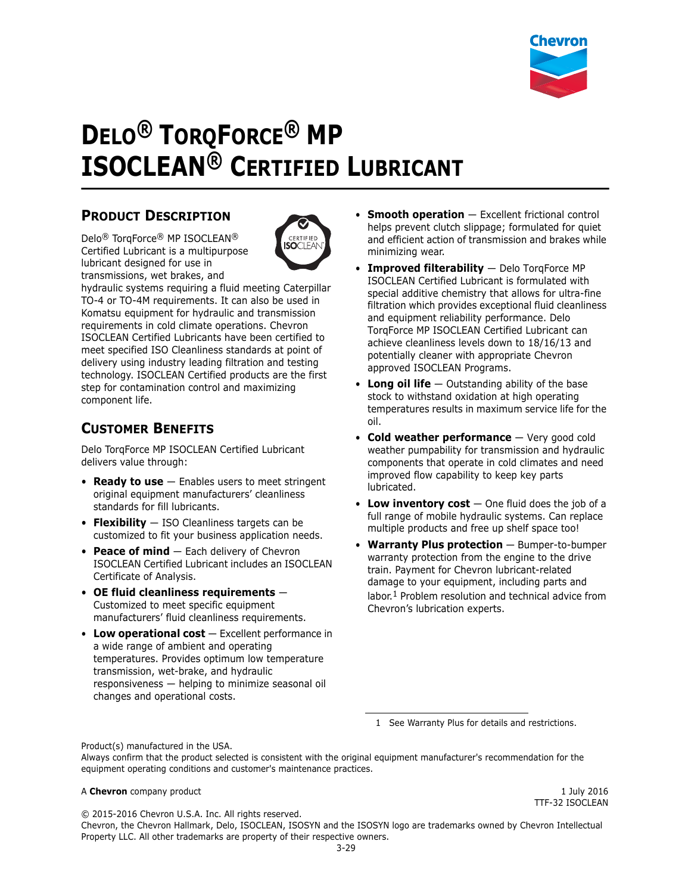# DELO® TORQFORCE® MP ISOCLEAN® CERTIFIED LUBRICANT

## PRODUCT DESCRIPTION

Delo® TorqForce® MP ISOCLEAN® Certified Lubricant is a multipurpose lubricant designed for use in transmissions, wet brakes, and hydraulic systems requiring a fluid meeting Caterpillar TO-4 or TO-4M requirements. It can also be used in Komatsu equipment for hydraulic and transmission requirements in cold climate operations. Chevron ISOCLEAN Certified Lubricants have been certified to meet specified ISO Cleanliness standards at point of delivery using industry leading filtration and testing technology. ISOCLEAN Certified products are the first step for contamination control and maximizing component life.

## CUSTOMER BENEFITS

Delo TorqForce MP ISOCLEAN Certified Lubricant delivers value through:

- **Ready to use** — Enables users to meet stringent original equipment manufacturers' cleanliness standards for fill lubricants.
- **Flexibility** — ISO Cleanliness targets can be customized to fit your business application needs.
- **Peace of mind** — Each delivery of Chevron ISOCLEAN Certified Lubricant includes an ISOCLEAN Certificate of Analysis.
- **OE fluid cleanliness requirements** — Customized to meet specific equipment manufacturers' fluid cleanliness requirements.
- **Low operational cost** — Excellent performance in a wide range of ambient and operating temperatures. Provides optimum low temperature transmission, wet-brake, and hydraulic responsiveness — helping to minimize seasonal oil changes and operational costs.
- **Smooth operation** — Excellent frictional control helps prevent clutch slippage; formulated for quiet and efficient action of transmission and brakes while minimizing wear.
- **Improved filterability** — Delo TorqForce MP ISOCLEAN Certified Lubricant is formulated with special additive chemistry that allows for ultra-fine filtration which provides exceptional fluid cleanliness and equipment reliability performance. Delo TorqForce MP ISOCLEAN Certified Lubricant can achieve cleanliness levels down to 18/16/13 and potentially cleaner with appropriate Chevron approved ISOCLEAN Programs.
- **Long oil life** — Outstanding ability of the base stock to withstand oxidation at high operating temperatures results in maximum service life for the oil.
- **Cold weather performance** — Very good cold weather pumpability for transmission and hydraulic components that operate in cold climates and need improved flow capability to keep key parts lubricated.
- **Low inventory cost** — One fluid does the job of a full range of mobile hydraulic systems. Can replace multiple products and free up shelf space too!
- **Warranty Plus protection** — Bumper-to-bumper warranty protection from the engine to the drive train. Payment for Chevron lubricant-related damage to your equipment, including parts and labor.[1] Problem resolution and technical advice from Chevron's lubrication experts.

1 See Warranty Plus for details and restrictions.

Product(s) manufactured in the USA.
Always confirm that the product selected is consistent with the original equipment manufacturer's recommendation for the equipment operating conditions and customer's maintenance practices.

A **Chevron** company product

1 July 2016
TTF-32 ISOCLEAN

© 2015-2016 Chevron U.S.A. Inc. All rights reserved.
Chevron, the Chevron Hallmark, Delo, ISOCLEAN, ISOSYN and the ISOSYN logo are trademarks owned by Chevron Intellectual Property LLC. All other trademarks are property of their respective owners.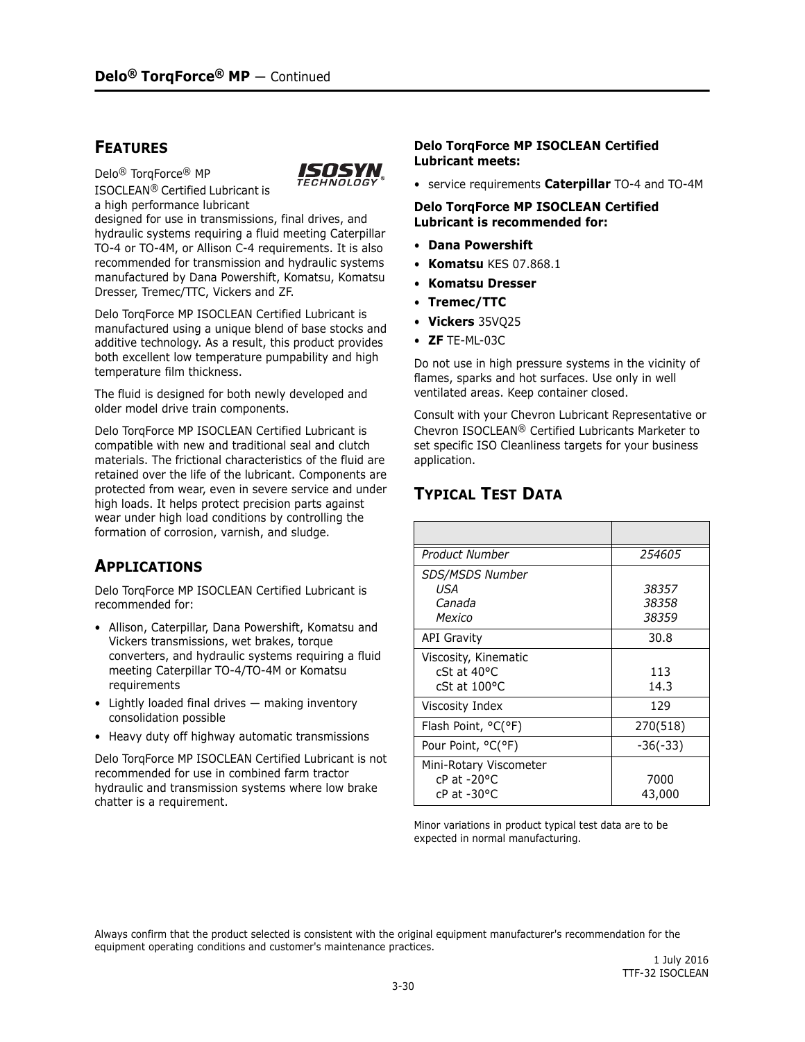## Delo® TorqForce® MP — Continued

## FEATURES

Delo® TorqForce® MP ISOCLEAN® Certified Lubricant is a high performance lubricant designed for use in transmissions, final drives, and hydraulic systems requiring a fluid meeting Caterpillar TO-4 or TO-4M, or Allison C-4 requirements. It is also recommended for transmission and hydraulic systems manufactured by Dana Powershift, Komatsu, Komatsu Dresser, Tremec/TTC, Vickers and ZF.

Delo TorqForce MP ISOCLEAN Certified Lubricant is manufactured using a unique blend of base stocks and additive technology. As a result, this product provides both excellent low temperature pumpability and high temperature film thickness.

The fluid is designed for both newly developed and older model drive train components.

Delo TorqForce MP ISOCLEAN Certified Lubricant is compatible with new and traditional seal and clutch materials. The frictional characteristics of the fluid are retained over the life of the lubricant. Components are protected from wear, even in severe service and under high loads. It helps protect precision parts against wear under high load conditions by controlling the formation of corrosion, varnish, and sludge.

## APPLICATIONS

Delo TorqForce MP ISOCLEAN Certified Lubricant is recommended for:

- Allison, Caterpillar, Dana Powershift, Komatsu and Vickers transmissions, wet brakes, torque converters, and hydraulic systems requiring a fluid meeting Caterpillar TO-4/TO-4M or Komatsu requirements
- Lightly loaded final drives — making inventory consolidation possible
- Heavy duty off highway automatic transmissions

Delo TorqForce MP ISOCLEAN Certified Lubricant is not recommended for use in combined farm tractor hydraulic and transmission systems where low brake chatter is a requirement.

**Delo TorqForce MP ISOCLEAN Certified Lubricant meets:**

- service requirements **Caterpillar** TO-4 and TO-4M

**Delo TorqForce MP ISOCLEAN Certified Lubricant is recommended for:**

- **Dana Powershift**
- **Komatsu** KES 07.868.1
- **Komatsu Dresser**
- **Tremec/TTC**
- **Vickers** 35VQ25
- **ZF** TE-ML-03C

Do not use in high pressure systems in the vicinity of flames, sparks and hot surfaces. Use only in well ventilated areas. Keep container closed.

Consult with your Chevron Lubricant Representative or Chevron ISOCLEAN® Certified Lubricants Marketer to set specific ISO Cleanliness targets for your business application.

## TYPICAL TEST DATA

| | |
|---|---|
| *Product Number* | *254605* |
| *SDS/MSDS Number*<br>*USA*<br>*Canada*<br>*Mexico* | <br>*38357*<br>*38358*<br>*38359* |
| API Gravity | 30.8 |
| Viscosity, Kinematic<br>cSt at 40°C<br>cSt at 100°C | <br>113<br>14.3 |
| Viscosity Index | 129 |
| Flash Point, °C(°F) | 270(518) |
| Pour Point, °C(°F) | -36(-33) |
| Mini-Rotary Viscometer<br>cP at -20°C<br>cP at -30°C | <br>7000<br>43,000 |

Minor variations in product typical test data are to be expected in normal manufacturing.

Always confirm that the product selected is consistent with the original equipment manufacturer's recommendation for the equipment operating conditions and customer's maintenance practices.

1 July 2016
TTF-32 ISOCLEAN